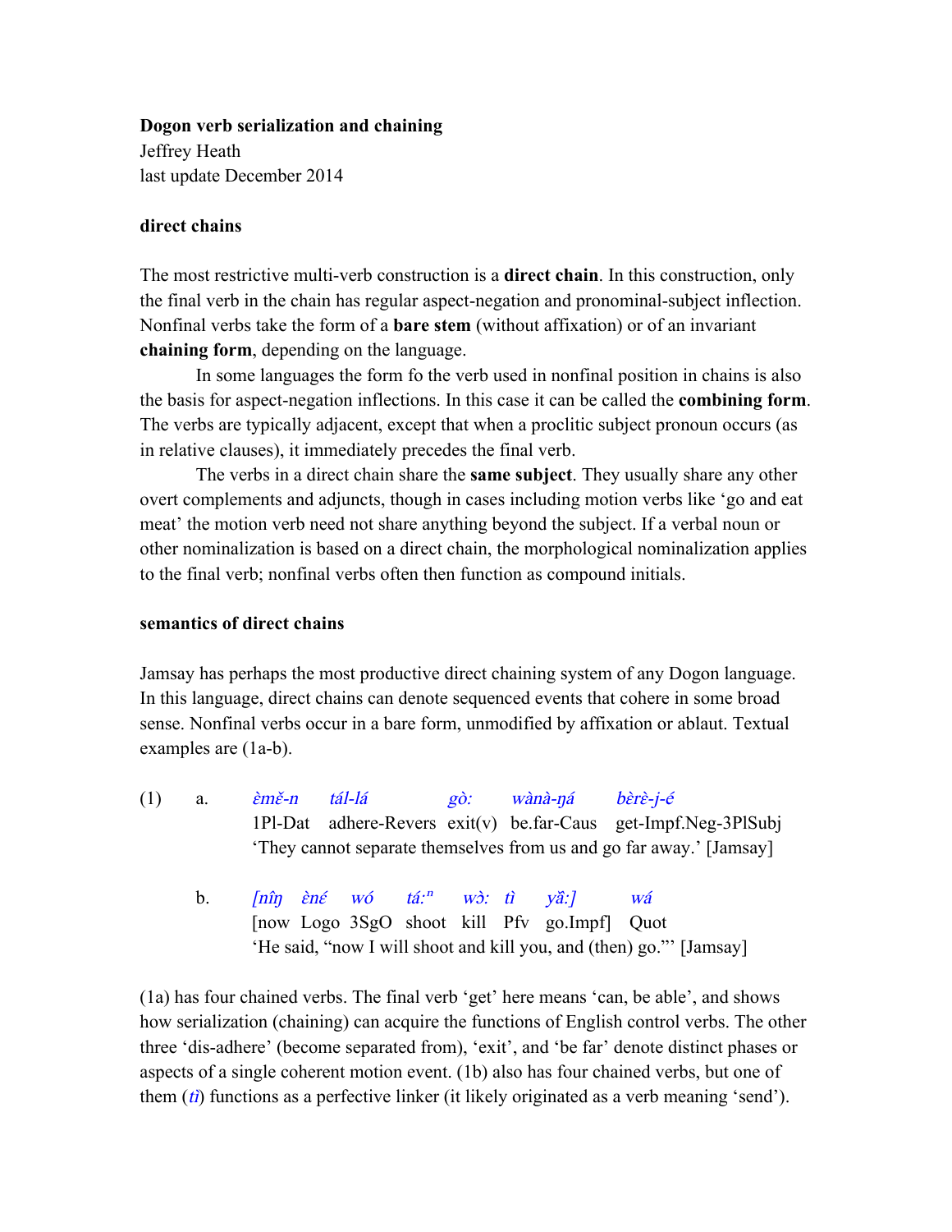**Dogon verb serialization and chaining**
Jeffrey Heath
last update December 2014

**direct chains**

The most restrictive multi-verb construction is a **direct chain**. In this construction, only the final verb in the chain has regular aspect-negation and pronominal-subject inflection. Nonfinal verbs take the form of a **bare stem** (without affixation) or of an invariant **chaining form**, depending on the language.

In some languages the form fo the verb used in nonfinal position in chains is also the basis for aspect-negation inflections. In this case it can be called the **combining form**. The verbs are typically adjacent, except that when a proclitic subject pronoun occurs (as in relative clauses), it immediately precedes the final verb.

The verbs in a direct chain share the **same subject**. They usually share any other overt complements and adjuncts, though in cases including motion verbs like 'go and eat meat' the motion verb need not share anything beyond the subject. If a verbal noun or other nominalization is based on a direct chain, the morphological nominalization applies to the final verb; nonfinal verbs often then function as compound initials.

**semantics of direct chains**

Jamsay has perhaps the most productive direct chaining system of any Dogon language. In this language, direct chains can denote sequenced events that cohere in some broad sense. Nonfinal verbs occur in a bare form, unmodified by affixation or ablaut. Textual examples are (1a-b).

(1) a. *èmě-n tál-lá gò: wànà-ŋá bèrè-j-é*
1Pl-Dat adhere-Revers exit(v) be.far-Caus get-Impf.Neg-3PlSubj
'They cannot separate themselves from us and go far away.' [Jamsay]

b. *[nîŋ èné wó tá:ⁿ wɔ̀: tì yǎ:] wá*
[now Logo 3SgO shoot kill Pfv go.Impf] Quot
'He said, "now I will shoot and kill you, and (then) go."' [Jamsay]

(1a) has four chained verbs. The final verb 'get' here means 'can, be able', and shows how serialization (chaining) can acquire the functions of English control verbs. The other three 'dis-adhere' (become separated from), 'exit', and 'be far' denote distinct phases or aspects of a single coherent motion event. (1b) also has four chained verbs, but one of them (*tì*) functions as a perfective linker (it likely originated as a verb meaning 'send').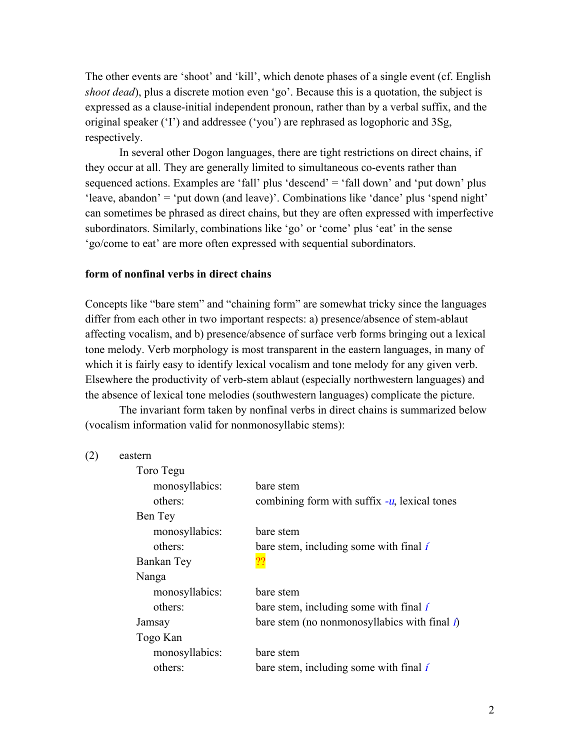The other events are 'shoot' and 'kill', which denote phases of a single event (cf. English *shoot dead*), plus a discrete motion even 'go'. Because this is a quotation, the subject is expressed as a clause-initial independent pronoun, rather than by a verbal suffix, and the original speaker ('I') and addressee ('you') are rephrased as logophoric and 3Sg, respectively.

In several other Dogon languages, there are tight restrictions on direct chains, if they occur at all. They are generally limited to simultaneous co-events rather than sequenced actions. Examples are 'fall' plus 'descend' = 'fall down' and 'put down' plus 'leave, abandon' = 'put down (and leave)'. Combinations like 'dance' plus 'spend night' can sometimes be phrased as direct chains, but they are often expressed with imperfective subordinators. Similarly, combinations like 'go' or 'come' plus 'eat' in the sense 'go/come to eat' are more often expressed with sequential subordinators.

**form of nonfinal verbs in direct chains**

Concepts like "bare stem" and "chaining form" are somewhat tricky since the languages differ from each other in two important respects: a) presence/absence of stem-ablaut affecting vocalism, and b) presence/absence of surface verb forms bringing out a lexical tone melody. Verb morphology is most transparent in the eastern languages, in many of which it is fairly easy to identify lexical vocalism and tone melody for any given verb. Elsewhere the productivity of verb-stem ablaut (especially northwestern languages) and the absence of lexical tone melodies (southwestern languages) complicate the picture.

The invariant form taken by nonfinal verbs in direct chains is summarized below (vocalism information valid for nonmonosyllabic stems):

(2) eastern

- Toro Tegu
  - monosyllabics: bare stem
  - others: combining form with suffix *-u*, lexical tones
- Ben Tey
  - monosyllabics: bare stem
  - others: bare stem, including some with final *í*
- Bankan Tey ??
- Nanga
  - monosyllabics: bare stem
  - others: bare stem, including some with final *í*
- Jamsay bare stem (no nonmonosyllabics with final *í*)
- Togo Kan
  - monosyllabics: bare stem
  - others: bare stem, including some with final *í*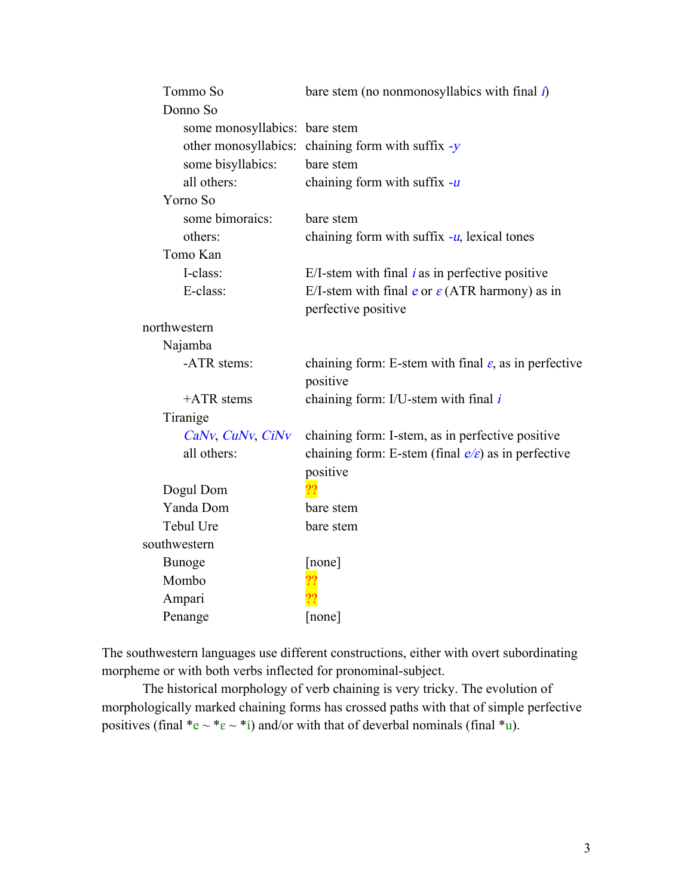| | |
|---|---|
| Tommo So | bare stem (no nonmonosyllabics with final *í*) |
| Donno So | |
| some monosyllabics: | bare stem |
| other monosyllabics: | chaining form with suffix *-y* |
| some bisyllabics: | bare stem |
| all others: | chaining form with suffix *-u* |
| Yorno So | |
| some bimoraics: | bare stem |
| others: | chaining form with suffix *-u*, lexical tones |
| Tomo Kan | |
| I-class: | E/I-stem with final *i* as in perfective positive |
| E-class: | E/I-stem with final *e* or *ɛ* (ATR harmony) as in perfective positive |
| northwestern | |
| Najamba | |
| -ATR stems: | chaining form: E-stem with final *ɛ*, as in perfective positive |
| +ATR stems | chaining form: I/U-stem with final *i* |
| Tiranige | |
| *CaNv*, *CuNv*, *CiNv* | chaining form: I-stem, as in perfective positive |
| all others: | chaining form: E-stem (final *e/ɛ*) as in perfective positive |
| Dogul Dom | ?? |
| Yanda Dom | bare stem |
| Tebul Ure | bare stem |
| southwestern | |
| Bunoge | [none] |
| Mombo | ?? |
| Ampari | ?? |
| Penange | [none] |

The southwestern languages use different constructions, either with overt subordinating morpheme or with both verbs inflected for pronominal-subject.

The historical morphology of verb chaining is very tricky. The evolution of morphologically marked chaining forms has crossed paths with that of simple perfective positives (final *e ~ *ɛ ~ *i) and/or with that of deverbal nominals (final *u).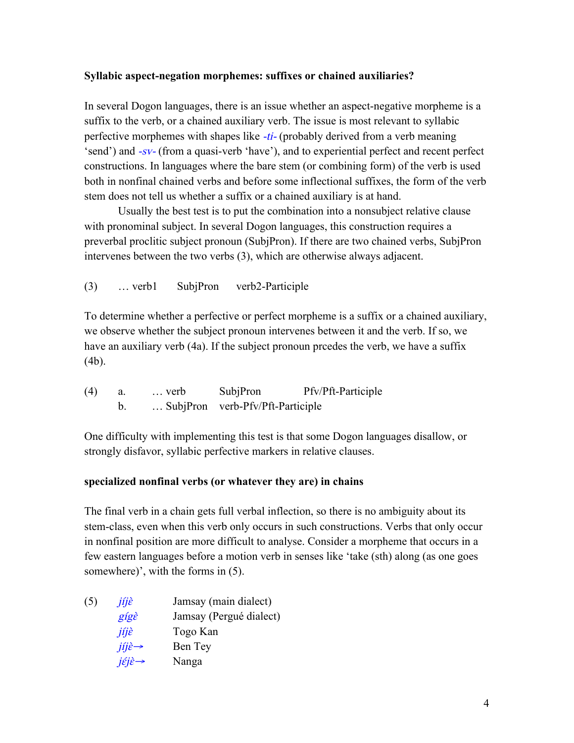**Syllabic aspect-negation morphemes: suffixes or chained auxiliaries?**

In several Dogon languages, there is an issue whether an aspect-negative morpheme is a suffix to the verb, or a chained auxiliary verb. The issue is most relevant to syllabic perfective morphemes with shapes like *-ti-* (probably derived from a verb meaning 'send') and *-sv-* (from a quasi-verb 'have'), and to experiential perfect and recent perfect constructions. In languages where the bare stem (or combining form) of the verb is used both in nonfinal chained verbs and before some inflectional suffixes, the form of the verb stem does not tell us whether a suffix or a chained auxiliary is at hand.

Usually the best test is to put the combination into a nonsubject relative clause with pronominal subject. In several Dogon languages, this construction requires a preverbal proclitic subject pronoun (SubjPron). If there are two chained verbs, SubjPron intervenes between the two verbs (3), which are otherwise always adjacent.

(3) … verb1 SubjPron verb2-Participle

To determine whether a perfective or perfect morpheme is a suffix or a chained auxiliary, we observe whether the subject pronoun intervenes between it and the verb. If so, we have an auxiliary verb (4a). If the subject pronoun prcedes the verb, we have a suffix (4b).

(4) a. … verb SubjPron Pfv/Pft-Participle
    b. … SubjPron verb-Pfv/Pft-Participle

One difficulty with implementing this test is that some Dogon languages disallow, or strongly disfavor, syllabic perfective markers in relative clauses.

**specialized nonfinal verbs (or whatever they are) in chains**

The final verb in a chain gets full verbal inflection, so there is no ambiguity about its stem-class, even when this verb only occurs in such constructions. Verbs that only occur in nonfinal position are more difficult to analyse. Consider a morpheme that occurs in a few eastern languages before a motion verb in senses like 'take (sth) along (as one goes somewhere)', with the forms in (5).

(5)

| | |
|---|---|
| *jíjè* | Jamsay (main dialect) |
| *gígɛ̀* | Jamsay (Pergué dialect) |
| *jíjɛ̀* | Togo Kan |
| *jíjè→* | Ben Tey |
| *jɛ́jɛ̀→* | Nanga |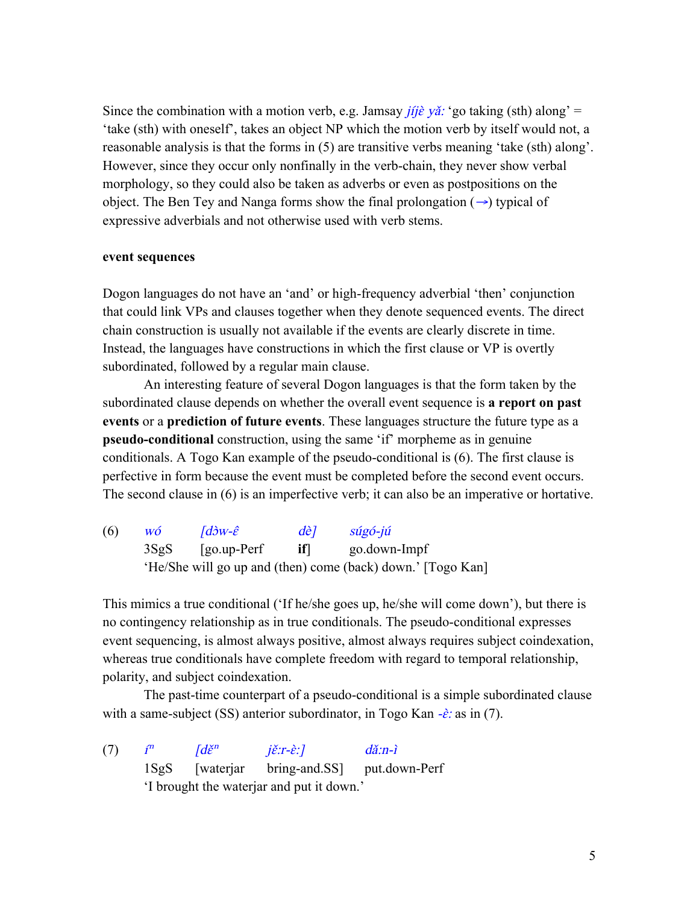Since the combination with a motion verb, e.g. Jamsay *jíjɛ̀ yǎ:* 'go taking (sth) along' = 'take (sth) with oneself', takes an object NP which the motion verb by itself would not, a reasonable analysis is that the forms in (5) are transitive verbs meaning 'take (sth) along'. However, since they occur only nonfinally in the verb-chain, they never show verbal morphology, so they could also be taken as adverbs or even as postpositions on the object. The Ben Tey and Nanga forms show the final prolongation (→) typical of expressive adverbials and not otherwise used with verb stems.

**event sequences**

Dogon languages do not have an 'and' or high-frequency adverbial 'then' conjunction that could link VPs and clauses together when they denote sequenced events. The direct chain construction is usually not available if the events are clearly discrete in time. Instead, the languages have constructions in which the first clause or VP is overtly subordinated, followed by a regular main clause.

An interesting feature of several Dogon languages is that the form taken by the subordinated clause depends on whether the overall event sequence is **a report on past events** or a **prediction of future events**. These languages structure the future type as a **pseudo-conditional** construction, using the same 'if' morpheme as in genuine conditionals. A Togo Kan example of the pseudo-conditional is (6). The first clause is perfective in form because the event must be completed before the second event occurs. The second clause in (6) is an imperfective verb; it can also be an imperative or hortative.

(6) *wó* *[dɔ̀w-ɛ̂* *dè]* *súgó-jú*
3SgS [go.up-Perf **if**] go.down-Impf
'He/She will go up and (then) come (back) down.' [Togo Kan]

This mimics a true conditional ('If he/she goes up, he/she will come down'), but there is no contingency relationship as in true conditionals. The pseudo-conditional expresses event sequencing, is almost always positive, almost always requires subject coindexation, whereas true conditionals have complete freedom with regard to temporal relationship, polarity, and subject coindexation.

The past-time counterpart of a pseudo-conditional is a simple subordinated clause with a same-subject (SS) anterior subordinator, in Togo Kan *-ɛ̀:* as in (7).

(7) *íⁿ* *[děⁿ* *jɛ̌:r-ɛ̀:]* *dǎ:n-ì*
1SgS [waterjar bring-and.SS] put.down-Perf
'I brought the waterjar and put it down.'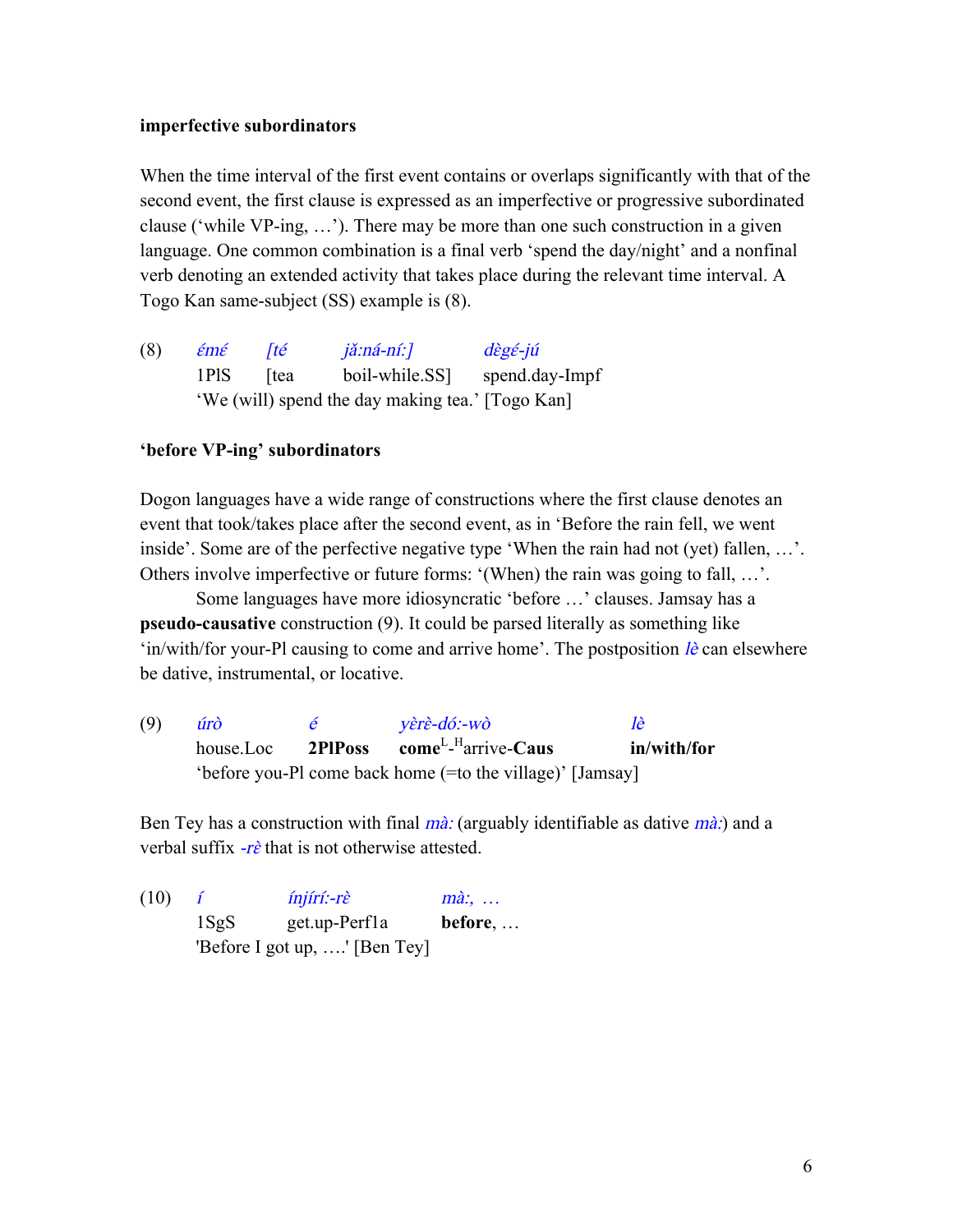**imperfective subordinators**

When the time interval of the first event contains or overlaps significantly with that of the second event, the first clause is expressed as an imperfective or progressive subordinated clause (‘while VP-ing, …’). There may be more than one such construction in a given language. One common combination is a final verb ‘spend the day/night’ and a nonfinal verb denoting an extended activity that takes place during the relevant time interval. A Togo Kan same-subject (SS) example is (8).

(8) *ɛ́mɛ́* *[té* *jǎ:ná-ní:]* *dɛ̀gɛ́-jú*
1PlS [tea boil-while.SS] spend.day-Impf
‘We (will) spend the day making tea.’ [Togo Kan]

**‘before VP-ing’ subordinators**

Dogon languages have a wide range of constructions where the first clause denotes an event that took/takes place after the second event, as in ‘Before the rain fell, we went inside’. Some are of the perfective negative type ‘When the rain had not (yet) fallen, …’. Others involve imperfective or future forms: ‘(When) the rain was going to fall, …’.

Some languages have more idiosyncratic ‘before …’ clauses. Jamsay has a **pseudo-causative** construction (9). It could be parsed literally as something like ‘in/with/for your-Pl causing to come and arrive home’. The postposition *lè* can elsewhere be dative, instrumental, or locative.

(9) *úrò* *é* *yɛ̀rɛ̀-dɔ́:-wò* *lè*
house.Loc **2PlPoss** **come**$^{L}$-$^{H}$arrive-**Caus** **in/with/for**
‘before you-Pl come back home (=to the village)’ [Jamsay]

Ben Tey has a construction with final *mà:* (arguably identifiable as dative *mà:*) and a verbal suffix *-rɛ̀* that is not otherwise attested.

(10) *í* *ínjírí:-rɛ̀* *mà:, …*
1SgS get.up-Perf1a **before**, …
'Before I got up, ….' [Ben Tey]